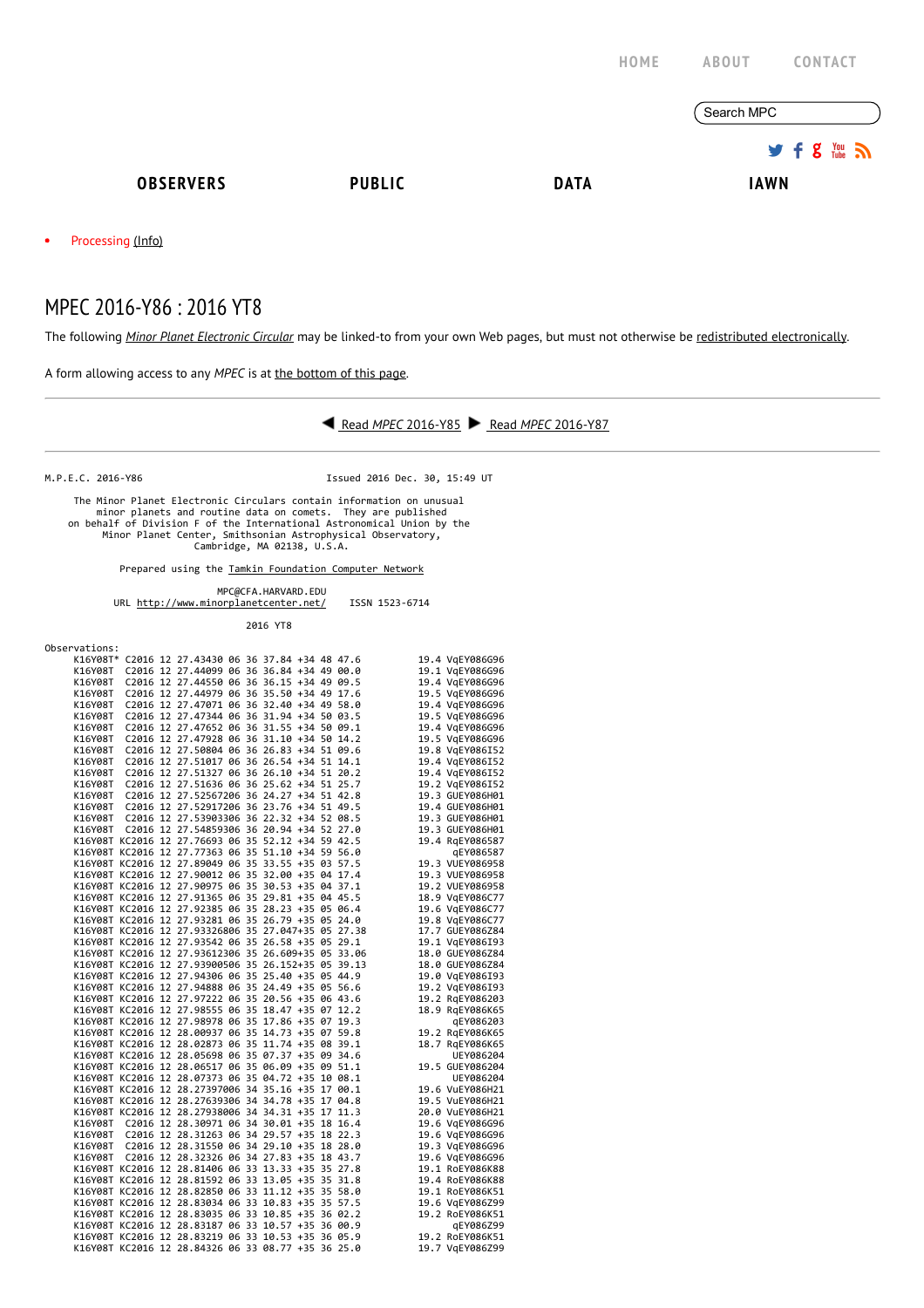HOME ABOUT CONTACT

Search MPC

**OBSERVERS** **PUBLIC** **DATA** **IAWN**

- Processing (Info)

# MPEC 2016-Y86 : 2016 YT8

The following *Minor Planet Electronic Circular* may be linked-to from your own Web pages, but must not otherwise be redistributed electronically.

A form allowing access to any *MPEC* is at the bottom of this page.

---

Read *MPEC* 2016-Y85 Read *MPEC* 2016-Y87

---

```
M.P.E.C. 2016-Y86                               Issued 2016 Dec. 30, 15:49 UT

     The Minor Planet Electronic Circulars contain information on unusual
         minor planets and routine data on comets.  They are published
    on behalf of Division F of the International Astronomical Union by the
          Minor Planet Center, Smithsonian Astrophysical Observatory,
                          Cambridge, MA 02138, U.S.A.

                    Prepared using the Tamkin Foundation Computer Network

                                  MPC@CFA.HARVARD.EDU
            URL http://www.minorplanetcenter.net/     ISSN 1523-6714

                                     2016 YT8

Observations:
     K16Y08T* C2016 12 27.43430 06 36 37.84 +34 48 47.6          19.4 VqEY086G96
     K16Y08T  C2016 12 27.44099 06 36 36.84 +34 49 00.0          19.1 VqEY086G96
     K16Y08T  C2016 12 27.44550 06 36 36.15 +34 49 09.5          19.4 VqEY086G96
     K16Y08T  C2016 12 27.44979 06 36 35.50 +34 49 17.6          19.5 VqEY086G96
     K16Y08T  C2016 12 27.47071 06 36 32.40 +34 49 58.0          19.4 VqEY086G96
     K16Y08T  C2016 12 27.47344 06 36 31.94 +34 50 03.5          19.5 VqEY086G96
     K16Y08T  C2016 12 27.47652 06 36 31.55 +34 50 09.1          19.4 VqEY086G96
     K16Y08T  C2016 12 27.47928 06 36 31.10 +34 50 14.2          19.5 VqEY086G96
     K16Y08T  C2016 12 27.50804 06 36 26.83 +34 51 09.6          19.8 VqEY086I52
     K16Y08T  C2016 12 27.51017 06 36 26.54 +34 51 14.1          19.4 VqEY086I52
     K16Y08T  C2016 12 27.51327 06 36 26.10 +34 51 20.2          19.4 VqEY086I52
     K16Y08T  C2016 12 27.51636 06 36 25.62 +34 51 25.7          19.2 VqEY086I52
     K16Y08T  C2016 12 27.52567206 36 24.27 +34 51 42.8          19.3 GUEY086H01
     K16Y08T  C2016 12 27.52917206 36 23.76 +34 51 49.5          19.4 GUEY086H01
     K16Y08T  C2016 12 27.53903306 36 22.32 +34 52 08.5          19.3 GUEY086H01
     K16Y08T  C2016 12 27.54859306 36 20.94 +34 52 27.0          19.3 GUEY086H01
     K16Y08T KC2016 12 27.76693 06 35 52.12 +34 59 42.5          19.4 RqEY086587
     K16Y08T KC2016 12 27.77363 06 35 51.10 +34 59 56.0               qEY086587
     K16Y08T KC2016 12 27.89049 06 35 33.55 +35 03 57.5          19.3 VUEY086958
     K16Y08T KC2016 12 27.90012 06 35 32.00 +35 04 17.4          19.3 VUEY086958
     K16Y08T KC2016 12 27.90975 06 35 30.53 +35 04 37.1          19.2 VUEY086958
     K16Y08T KC2016 12 27.91365 06 35 29.81 +35 04 45.5          18.9 VqEY086C77
     K16Y08T KC2016 12 27.92385 06 35 28.23 +35 05 06.4          19.6 VqEY086C77
     K16Y08T KC2016 12 27.93281 06 35 26.79 +35 05 24.0          19.8 VqEY086C77
     K16Y08T KC2016 12 27.93326806 35 27.047+35 05 27.38         17.7 GUEY086Z84
     K16Y08T KC2016 12 27.93542 06 35 26.58 +35 05 29.1          19.1 VqEY086I93
     K16Y08T KC2016 12 27.93612306 35 26.609+35 05 33.06         18.0 GUEY086Z84
     K16Y08T KC2016 12 27.93900506 35 26.152+35 05 39.13         18.0 GUEY086Z84
     K16Y08T KC2016 12 27.94306 06 35 25.40 +35 05 44.9          19.0 VqEY086I93
     K16Y08T KC2016 12 27.94888 06 35 24.49 +35 05 56.6          19.2 VqEY086I93
     K16Y08T KC2016 12 27.97222 06 35 20.56 +35 06 43.6          19.2 RqEY086203
     K16Y08T KC2016 12 27.98555 06 35 18.47 +35 07 12.2          18.9 RqEY086K65
     K16Y08T KC2016 12 27.98978 06 35 17.86 +35 07 19.3               qEY086203
     K16Y08T KC2016 12 28.00937 06 35 14.73 +35 07 59.8          19.2 RqEY086K65
     K16Y08T KC2016 12 28.02873 06 35 11.74 +35 08 39.1          18.7 RqEY086K65
     K16Y08T KC2016 12 28.05698 06 35 07.37 +35 09 34.6               UEY086204
     K16Y08T KC2016 12 28.06517 06 35 06.09 +35 09 51.1          19.5 GUEY086204
     K16Y08T KC2016 12 28.07373 06 35 04.72 +35 10 08.1               UEY086204
     K16Y08T KC2016 12 28.27397006 34 35.16 +35 17 00.1          19.6 VuEY086H21
     K16Y08T KC2016 12 28.27639306 34 34.78 +35 17 04.8          19.5 VuEY086H21
     K16Y08T KC2016 12 28.27938006 34 34.31 +35 17 11.3          20.0 VuEY086H21
     K16Y08T  C2016 12 28.30971 06 34 30.01 +35 18 16.4          19.6 VqEY086G96
     K16Y08T  C2016 12 28.31263 06 34 29.57 +35 18 22.3          19.6 VqEY086G96
     K16Y08T  C2016 12 28.31550 06 34 29.10 +35 18 28.0          19.3 VqEY086G96
     K16Y08T  C2016 12 28.32326 06 34 27.83 +35 18 43.7          19.6 VqEY086G96
     K16Y08T KC2016 12 28.81406 06 33 13.33 +35 35 27.8          19.1 RoEY086K88
     K16Y08T KC2016 12 28.81592 06 33 13.05 +35 35 31.8          19.4 RoEY086K88
     K16Y08T KC2016 12 28.82850 06 33 11.12 +35 35 58.0          19.1 RoEY086K51
     K16Y08T KC2016 12 28.83034 06 33 10.83 +35 35 57.5          19.6 VqEY086Z99
     K16Y08T KC2016 12 28.83035 06 33 10.85 +35 36 02.2          19.2 RoEY086K51
     K16Y08T KC2016 12 28.83187 06 33 10.57 +35 36 00.9               qEY086Z99
     K16Y08T KC2016 12 28.83219 06 33 10.53 +35 36 05.9          19.2 RoEY086K51
     K16Y08T KC2016 12 28.84326 06 33 08.77 +35 36 25.0          19.7 VqEY086Z99
```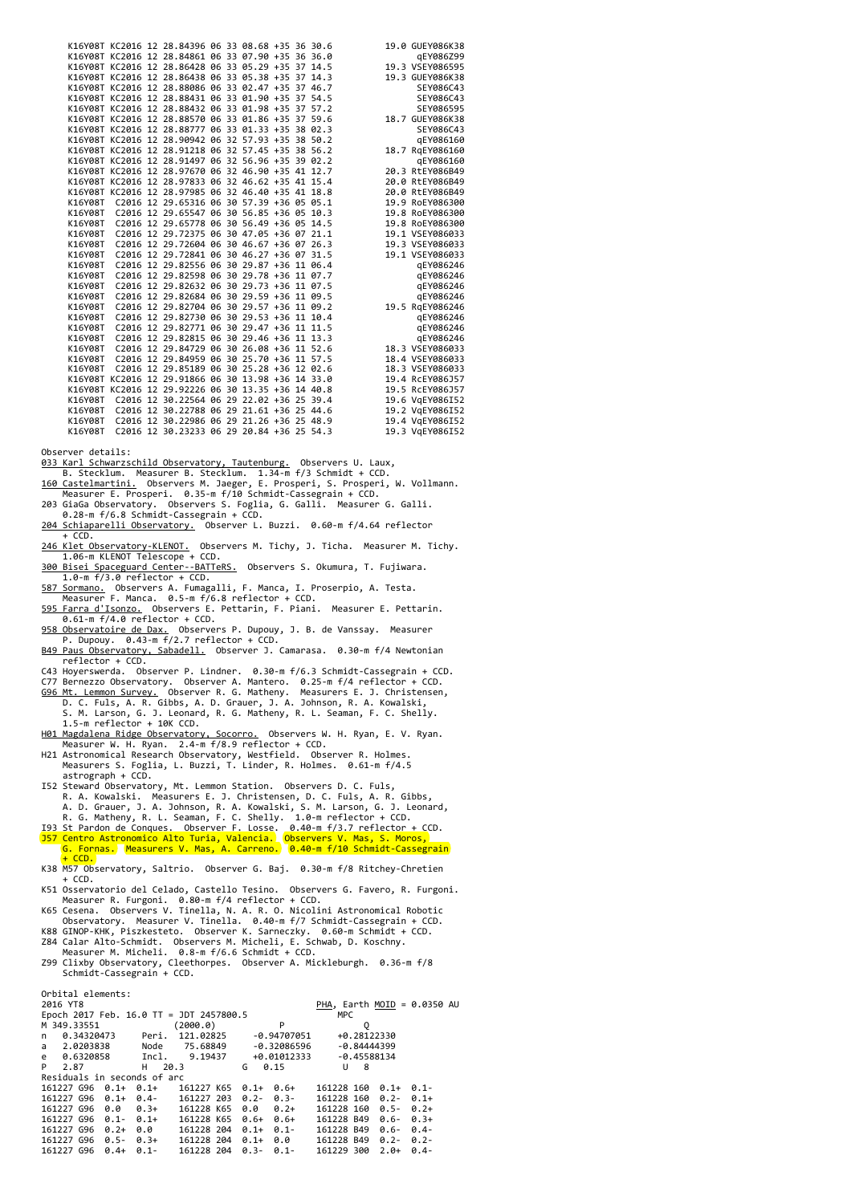```
     K16Y08T KC2016 12 28.84396 06 33 08.68 +35 36 30.6          19.0 GUEY086K38
     K16Y08T KC2016 12 28.84861 06 33 07.90 +35 36 36.0               qEY086Z99
     K16Y08T KC2016 12 28.86428 06 33 05.29 +35 37 14.5          19.3 VSEY086595
     K16Y08T KC2016 12 28.86438 06 33 05.38 +35 37 14.3          19.3 GUEY086K38
     K16Y08T KC2016 12 28.88086 06 33 02.47 +35 37 46.7               SEY086C43
     K16Y08T KC2016 12 28.88431 06 33 01.90 +35 37 54.5               SEY086C43
     K16Y08T KC2016 12 28.88432 06 33 01.98 +35 37 57.2               SEY086595
     K16Y08T KC2016 12 28.88570 06 33 01.86 +35 37 59.6          18.7 GUEY086K38
     K16Y08T KC2016 12 28.88777 06 33 01.33 +35 38 02.3               SEY086C43
     K16Y08T KC2016 12 28.90942 06 32 57.93 +35 38 50.2               qEY086160
     K16Y08T KC2016 12 28.91218 06 32 57.45 +35 38 56.2          18.7 RqEY086160
     K16Y08T KC2016 12 28.91497 06 32 56.96 +35 39 02.2               qEY086160
     K16Y08T KC2016 12 28.97670 06 32 46.90 +35 41 12.7          20.3 RtEY086B49
     K16Y08T KC2016 12 28.97833 06 32 46.62 +35 41 15.4          20.0 RtEY086B49
     K16Y08T KC2016 12 28.97985 06 32 46.40 +35 41 18.8          20.0 RtEY086B49
     K16Y08T  C2016 12 29.65316 06 30 57.39 +36 05 05.1          19.9 RoEY086300
     K16Y08T  C2016 12 29.65547 06 30 56.85 +36 05 10.3          19.8 RoEY086300
     K16Y08T  C2016 12 29.65778 06 30 56.49 +36 05 14.5          19.8 RoEY086300
     K16Y08T  C2016 12 29.72375 06 30 47.05 +36 07 21.1          19.1 VSEY086033
     K16Y08T  C2016 12 29.72604 06 30 46.67 +36 07 26.3          19.3 VSEY086033
     K16Y08T  C2016 12 29.72841 06 30 46.27 +36 07 31.5          19.1 VSEY086033
     K16Y08T  C2016 12 29.82556 06 30 29.87 +36 11 06.4               qEY086246
     K16Y08T  C2016 12 29.82598 06 30 29.78 +36 11 07.7               qEY086246
     K16Y08T  C2016 12 29.82632 06 30 29.73 +36 11 07.5               qEY086246
     K16Y08T  C2016 12 29.82684 06 30 29.59 +36 11 09.5               qEY086246
     K16Y08T  C2016 12 29.82704 06 30 29.57 +36 11 09.2          19.5 RqEY086246
     K16Y08T  C2016 12 29.82730 06 30 29.53 +36 11 10.4               qEY086246
     K16Y08T  C2016 12 29.82771 06 30 29.47 +36 11 11.5               qEY086246
     K16Y08T  C2016 12 29.82815 06 30 29.46 +36 11 13.3               qEY086246
     K16Y08T  C2016 12 29.84729 06 30 26.08 +36 11 52.6          18.3 VSEY086033
     K16Y08T  C2016 12 29.84959 06 30 25.70 +36 11 57.5          18.4 VSEY086033
     K16Y08T  C2016 12 29.85189 06 30 25.28 +36 12 02.6          18.3 VSEY086033
     K16Y08T KC2016 12 29.91866 06 30 13.98 +36 14 33.0          19.4 RcEY086J57
     K16Y08T KC2016 12 29.92226 06 30 13.35 +36 14 40.8          19.5 RcEY086J57
     K16Y08T  C2016 12 30.22564 06 29 22.02 +36 25 39.4          19.6 VqEY086I52
     K16Y08T  C2016 12 30.22788 06 29 21.61 +36 25 44.6          19.2 VqEY086I52
     K16Y08T  C2016 12 30.22986 06 29 21.26 +36 25 48.9          19.4 VqEY086I52
     K16Y08T  C2016 12 30.23233 06 29 20.84 +36 25 54.3          19.3 VqEY086I52
```

Observer details:

- 033 Karl Schwarzschild Observatory, Tautenburg. Observers U. Laux, B. Stecklum. Measurer B. Stecklum. 1.34-m f/3 Schmidt + CCD.
- 160 Castelmartini. Observers M. Jaeger, E. Prosperi, S. Prosperi, W. Vollmann. Measurer E. Prosperi. 0.35-m f/10 Schmidt-Cassegrain + CCD.
- 203 GiaGa Observatory. Observers S. Foglia, G. Galli. Measurer G. Galli. 0.28-m f/6.8 Schmidt-Cassegrain + CCD.
- 204 Schiaparelli Observatory. Observer L. Buzzi. 0.60-m f/4.64 reflector + CCD.
- 246 Klet Observatory-KLENOT. Observers M. Tichy, J. Ticha. Measurer M. Tichy. 1.06-m KLENOT Telescope + CCD.
- 300 Bisei Spaceguard Center--BATTeRS. Observers S. Okumura, T. Fujiwara. 1.0-m f/3.0 reflector + CCD.
- 587 Sormano. Observers A. Fumagalli, F. Manca, I. Proserpio, A. Testa. Measurer F. Manca. 0.5-m f/6.8 reflector + CCD.
- 595 Farra d'Isonzo. Observers E. Pettarin, F. Piani. Measurer E. Pettarin. 0.61-m f/4.0 reflector + CCD.
- 958 Observatoire de Dax. Observers P. Dupouy, J. B. de Vanssay. Measurer P. Dupouy. 0.43-m f/2.7 reflector + CCD.
- B49 Paus Observatory, Sabadell. Observer J. Camarasa. 0.30-m f/4 Newtonian reflector + CCD.
- C43 Hoyerswerda. Observer P. Lindner. 0.30-m f/6.3 Schmidt-Cassegrain + CCD.
- C77 Bernezzo Observatory. Observer A. Mantero. 0.25-m f/4 reflector + CCD.
- G96 Mt. Lemmon Survey. Observer R. G. Matheny. Measurers E. J. Christensen, D. C. Fuls, A. R. Gibbs, A. D. Grauer, J. A. Johnson, R. A. Kowalski, S. M. Larson, G. J. Leonard, R. G. Matheny, R. L. Seaman, F. C. Shelly. 1.5-m reflector + 10K CCD.
- H01 Magdalena Ridge Observatory, Socorro. Observers W. H. Ryan, E. V. Ryan. Measurer W. H. Ryan. 2.4-m f/8.9 reflector + CCD.
- H21 Astronomical Research Observatory, Westfield. Observer R. Holmes. Measurers S. Foglia, L. Buzzi, T. Linder, R. Holmes. 0.61-m f/4.5 astrograph + CCD.
- I52 Steward Observatory, Mt. Lemmon Station. Observers D. C. Fuls, R. A. Kowalski. Measurers E. J. Christensen, D. C. Fuls, A. R. Gibbs, A. D. Grauer, J. A. Johnson, R. A. Kowalski, S. M. Larson, G. J. Leonard, R. G. Matheny, R. L. Seaman, F. C. Shelly. 1.0-m reflector + CCD.
- I93 St Pardon de Conques. Observer F. Losse. 0.40-m f/3.7 reflector + CCD.
- J57 Centro Astronomico Alto Turia, Valencia. Observers V. Mas, S. Moros, G. Fornas. Measurers V. Mas, A. Carreno. 0.40-m f/10 Schmidt-Cassegrain + CCD.
- K38 M57 Observatory, Saltrio. Observer G. Baj. 0.30-m f/8 Ritchey-Chretien + CCD.
- K51 Osservatorio del Celado, Castello Tesino. Observers G. Favero, R. Furgoni. Measurer R. Furgoni. 0.80-m f/4 reflector + CCD.
- K65 Cesena. Observers V. Tinella, N. A. R. O. Nicolini Astronomical Robotic Observatory. Measurer V. Tinella. 0.40-m f/7 Schmidt-Cassegrain + CCD.
- K88 GINOP-KHK, Piszkesteto. Observer K. Sarneczky. 0.60-m Schmidt + CCD.
- Z84 Calar Alto-Schmidt. Observers M. Micheli, E. Schwab, D. Koschny. Measurer M. Micheli. 0.8-m f/6.6 Schmidt + CCD.
- Z99 Clixby Observatory, Cleethorpes. Observer A. Mickleburgh. 0.36-m f/8 Schmidt-Cassegrain + CCD.

Orbital elements:

```
2016 YT8                                                 PHA, Earth MOID = 0.0350 AU
Epoch 2017 Feb. 16.0 TT = JDT 2457800.5                 MPC
M 349.33551              (2000.0)            P               Q
n   0.34320473     Peri.  121.02825      -0.94707051     +0.28122330
a   2.0203838      Node    75.68849      -0.32086596     -0.84444399
e   0.6320858      Incl.    9.19437      +0.01012333     -0.45588134
P   2.87           H   20.3           G   0.15           U   8
Residuals in seconds of arc
161227 G96  0.1+  0.1+    161227 K65  0.1+  0.6+    161228 160  0.1+  0.1-
161227 G96  0.1+  0.4-    161227 203  0.2-  0.3-    161228 160  0.2-  0.1+
161227 G96  0.0   0.3+    161228 K65  0.0   0.2+    161228 160  0.5-  0.2+
161227 G96  0.1-  0.1+    161228 K65  0.6+  0.6+    161228 B49  0.6-  0.3+
161227 G96  0.2+  0.0     161228 204  0.1+  0.1-    161228 B49  0.6-  0.4-
161227 G96  0.5-  0.3+    161228 204  0.1+  0.0     161228 B49  0.2-  0.2-
161227 G96  0.4+  0.1-    161228 204  0.3-  0.1-    161229 300  2.0+  0.4-
```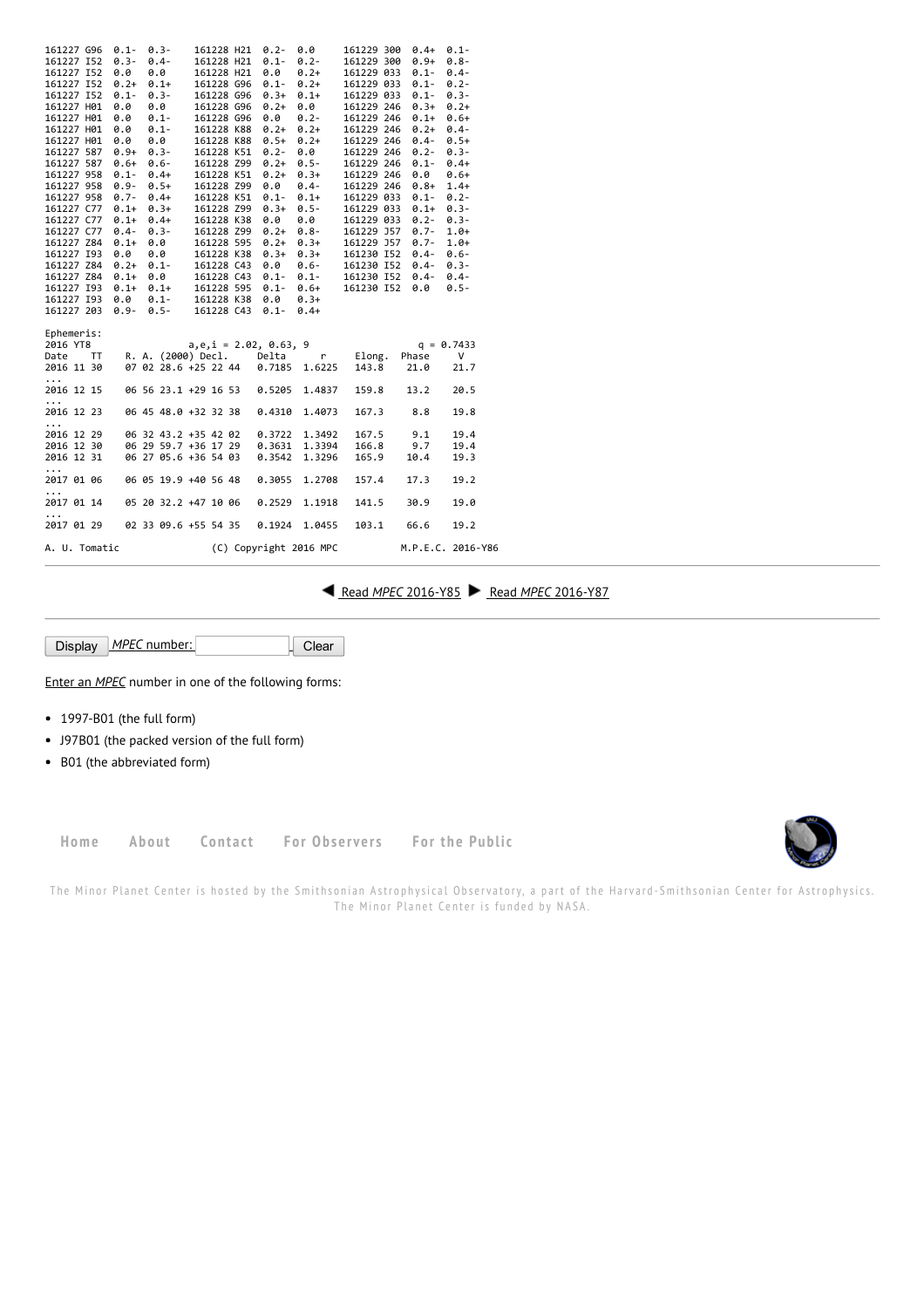```
161227 G96  0.1-  0.3-    161228 H21  0.2-  0.0     161229 300  0.4+  0.1-
161227 I52  0.3-  0.4-    161228 H21  0.1-  0.2-    161229 300  0.9+  0.8-
161227 I52  0.0   0.0     161228 H21  0.0   0.2+    161229 033  0.1-  0.4-
161227 I52  0.2+  0.1+    161228 G96  0.1-  0.2+    161229 033  0.1-  0.2-
161227 I52  0.1-  0.3-    161228 G96  0.3+  0.1+    161229 033  0.1-  0.3-
161227 H01  0.0   0.0     161228 G96  0.2+  0.0     161229 246  0.3+  0.2+
161227 H01  0.0   0.1-    161228 G96  0.0   0.2-    161229 246  0.1+  0.6+
161227 H01  0.0   0.1-    161228 K88  0.2+  0.2+    161229 246  0.2+  0.4-
161227 H01  0.0   0.0     161228 K88  0.5+  0.2+    161229 246  0.4-  0.5+
161227 587  0.9+  0.3-    161228 K51  0.2-  0.0     161229 246  0.2-  0.3-
161227 587  0.6+  0.6-    161228 Z99  0.2+  0.5-    161229 246  0.1-  0.4+
161227 958  0.1-  0.4+    161228 K51  0.2+  0.3+    161229 246  0.0   0.6+
161227 958  0.9-  0.5+    161228 Z99  0.0   0.4-    161229 246  0.8+  1.4+
161227 958  0.7-  0.4+    161228 K51  0.1-  0.1+    161229 033  0.1-  0.2-
161227 C77  0.1+  0.3+    161228 Z99  0.3+  0.5-    161229 033  0.1+  0.3-
161227 C77  0.1+  0.4+    161228 K38  0.0   0.0     161229 033  0.2-  0.3-
161227 C77  0.4-  0.3-    161228 Z99  0.2+  0.8-    161229 J57  0.7-  1.0+
161227 Z84  0.1+  0.0     161228 595  0.2+  0.3+    161229 J57  0.7-  1.0+
161227 I93  0.0   0.0     161228 K38  0.3+  0.3+    161230 I52  0.4-  0.6-
161227 Z84  0.2+  0.1-    161228 C43  0.0   0.6-    161230 I52  0.4-  0.3-
161227 Z84  0.1+  0.0     161228 C43  0.1-  0.1-    161230 I52  0.4-  0.4-
161227 I93  0.1+  0.1+    161228 595  0.1-  0.6+    161230 I52  0.0   0.5-
161227 I93  0.0   0.1-    161228 K38  0.0   0.3+
161227 203  0.9-  0.5-    161228 C43  0.1-  0.4+

Ephemeris:
2016 YT8                 a,e,i = 2.02, 0.63, 9                  q = 0.7433
Date    TT    R. A. (2000) Decl.     Delta     r     Elong.  Phase     V
2016 11 30    07 02 28.6 +25 22 44   0.7185  1.6225   143.8   21.0    21.7
...
2016 12 15    06 56 23.1 +29 16 53   0.5205  1.4837   159.8   13.2    20.5
...
2016 12 23    06 45 48.0 +32 32 38   0.4310  1.4073   167.3    8.8    19.8
...
2016 12 29    06 32 43.2 +35 42 02   0.3722  1.3492   167.5    9.1    19.4
2016 12 30    06 29 59.7 +36 17 29   0.3631  1.3394   166.8    9.7    19.4
2016 12 31    06 27 05.6 +36 54 03   0.3542  1.3296   165.9   10.4    19.3
...
2017 01 06    06 05 19.9 +40 56 48   0.3055  1.2708   157.4   17.3    19.2
...
2017 01 14    05 20 32.2 +47 10 06   0.2529  1.1918   141.5   30.9    19.0
...
2017 01 29    02 33 09.6 +55 54 35   0.1924  1.0455   103.1   66.6    19.2

A. U. Tomatic               (C) Copyright 2016 MPC          M.P.E.C. 2016-Y86
```

Read *MPEC* 2016-Y85 ▶ Read *MPEC* 2016-Y87

Display *MPEC* number: Clear

Enter an *MPEC* number in one of the following forms:

- 1997-B01 (the full form)
- J97B01 (the packed version of the full form)
- B01 (the abbreviated form)

Home About Contact For Observers For the Public

The Minor Planet Center is hosted by the Smithsonian Astrophysical Observatory, a part of the Harvard-Smithsonian Center for Astrophysics. The Minor Planet Center is funded by NASA.